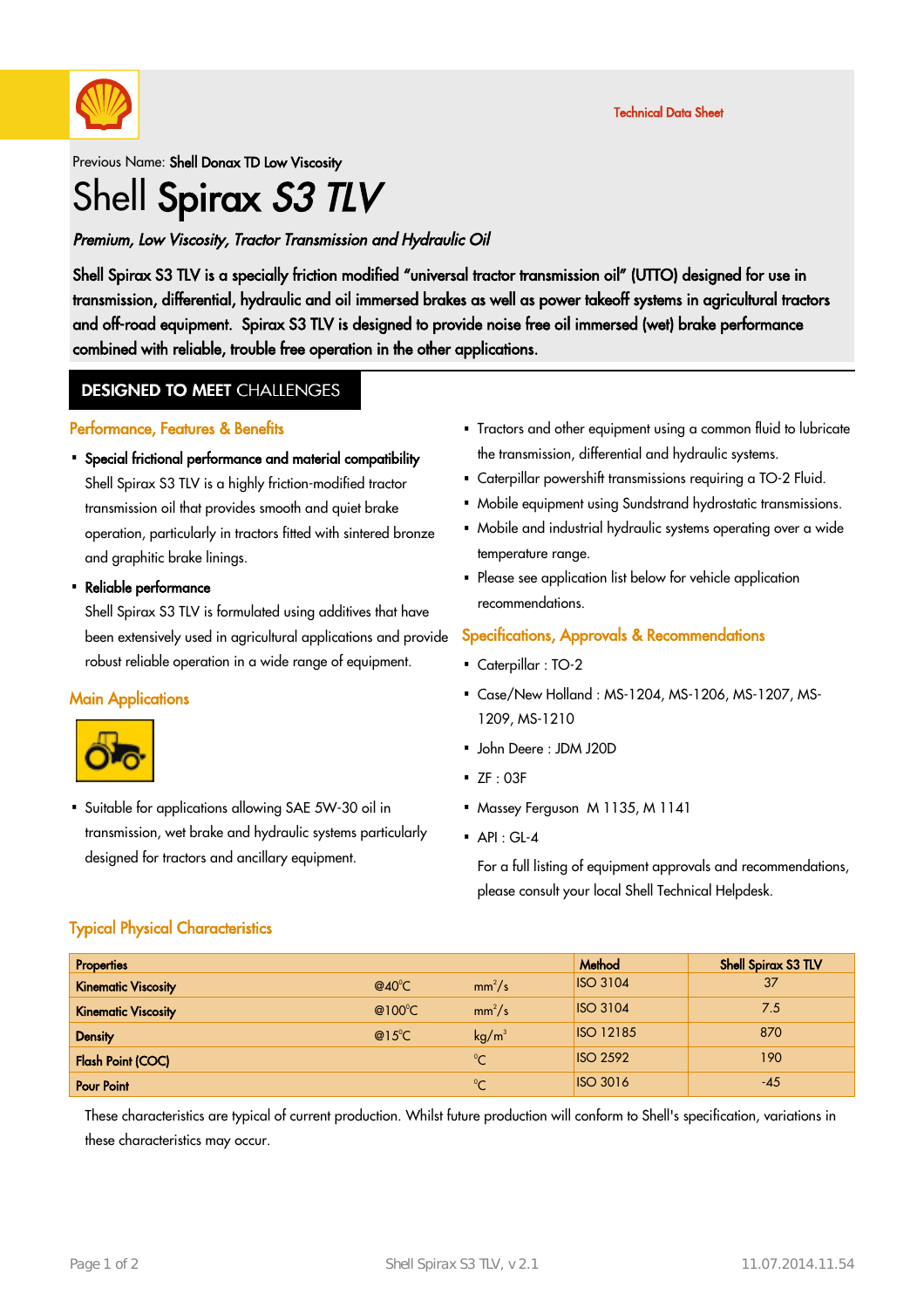Technical Data Sheet

Previous Name: **Shell Donax TD Low Viscosity**

# Shell Spirax S3 TLV

***Premium, Low Viscosity, Tractor Transmission and Hydraulic Oil***

**Shell Spirax S3 TLV is a specially friction modified "universal tractor transmission oil" (UTTO) designed for use in transmission, differential, hydraulic and oil immersed brakes as well as power takeoff systems in agricultural tractors and off-road equipment. Spirax S3 TLV is designed to provide noise free oil immersed (wet) brake performance combined with reliable, trouble free operation in the other applications.**

## DESIGNED TO MEET CHALLENGES

### Performance, Features & Benefits

- **Special frictional performance and material compatibility**
  Shell Spirax S3 TLV is a highly friction-modified tractor transmission oil that provides smooth and quiet brake operation, particularly in tractors fitted with sintered bronze and graphitic brake linings.
- **Reliable performance**
  Shell Spirax S3 TLV is formulated using additives that have been extensively used in agricultural applications and provide robust reliable operation in a wide range of equipment.

### Main Applications

- Suitable for applications allowing SAE 5W-30 oil in transmission, wet brake and hydraulic systems particularly designed for tractors and ancillary equipment.
- Tractors and other equipment using a common fluid to lubricate the transmission, differential and hydraulic systems.
- Caterpillar powershift transmissions requiring a TO-2 Fluid.
- Mobile equipment using Sundstrand hydrostatic transmissions.
- Mobile and industrial hydraulic systems operating over a wide temperature range.
- Please see application list below for vehicle application recommendations.

### Specifications, Approvals & Recommendations

- Caterpillar : TO-2
- Case/New Holland : MS-1204, MS-1206, MS-1207, MS-1209, MS-1210
- John Deere : JDM J20D
- ZF : 03F
- Massey Ferguson M 1135, M 1141
- API : GL-4

For a full listing of equipment approvals and recommendations, please consult your local Shell Technical Helpdesk.

### Typical Physical Characteristics

| Properties | | | Method | Shell Spirax S3 TLV |
|---|---|---|---|---|
| Kinematic Viscosity | @40°C | $mm^2/s$ | ISO 3104 | 37 |
| Kinematic Viscosity | @100°C | $mm^2/s$ | ISO 3104 | 7.5 |
| Density | @15°C | $kg/m^3$ | ISO 12185 | 870 |
| Flash Point (COC) | | °C | ISO 2592 | 190 |
| Pour Point | | °C | ISO 3016 | -45 |

These characteristics are typical of current production. Whilst future production will conform to Shell's specification, variations in these characteristics may occur.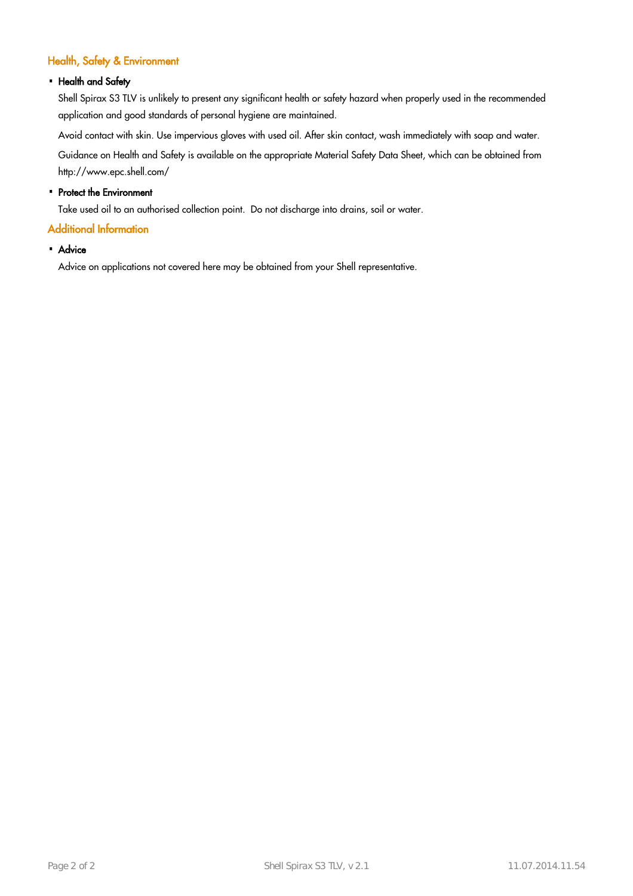## Health, Safety & Environment

- **Health and Safety**

  Shell Spirax S3 TLV is unlikely to present any significant health or safety hazard when properly used in the recommended application and good standards of personal hygiene are maintained.

  Avoid contact with skin. Use impervious gloves with used oil. After skin contact, wash immediately with soap and water.

  Guidance on Health and Safety is available on the appropriate Material Safety Data Sheet, which can be obtained from http://www.epc.shell.com/

- **Protect the Environment**

  Take used oil to an authorised collection point. Do not discharge into drains, soil or water.

## Additional Information

- **Advice**

  Advice on applications not covered here may be obtained from your Shell representative.